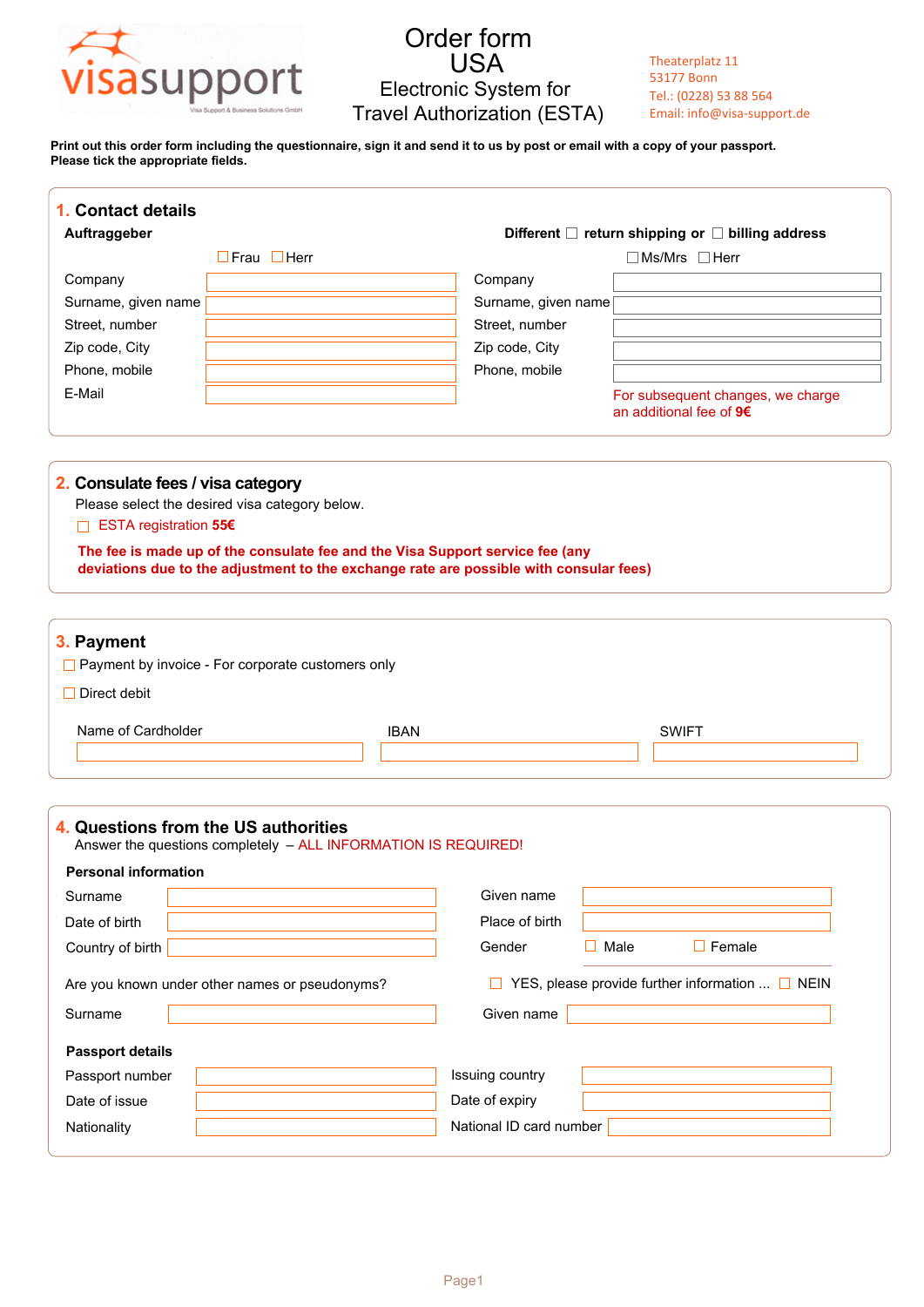visasupport
Visa Support & Business Solutions GmbH

# Order form USA Electronic System for Travel Authorization (ESTA)

Theaterplatz 11
53177 Bonn
Tel.: (0228) 53 88 564
Email: info@visa-support.de

**Print out this order form including the questionnaire, sign it and send it to us by post or email with a copy of your passport. Please tick the appropriate fields.**

## 1. Contact details

**Auftraggeber**

☐ Frau ☐ Herr

Company
Surname, given name
Street, number
Zip code, City
Phone, mobile
E-Mail

**Different ☐ return shipping or ☐ billing address**

☐ Ms/Mrs ☐ Herr

Company
Surname, given name
Street, number
Zip code, City
Phone, mobile

For subsequent changes, we charge an additional fee of **9€**

## 2. Consulate fees / visa category

Please select the desired visa category below.

☐ ESTA registration **55€**

**The fee is made up of the consulate fee and the Visa Support service fee (any deviations due to the adjustment to the exchange rate are possible with consular fees)**

## 3. Payment

☐ Payment by invoice - For corporate customers only

☐ Direct debit

Name of Cardholder
IBAN
SWIFT

## 4. Questions from the US authorities

Answer the questions completely – ALL INFORMATION IS REQUIRED!

**Personal information**

Surname
Given name
Date of birth
Place of birth
Country of birth
Gender ☐ Male ☐ Female

Are you known under other names or pseudonyms? ☐ YES, please provide further information ... ☐ NEIN

Surname
Given name

**Passport details**

Passport number
Issuing country
Date of issue
Date of expiry
Nationality
National ID card number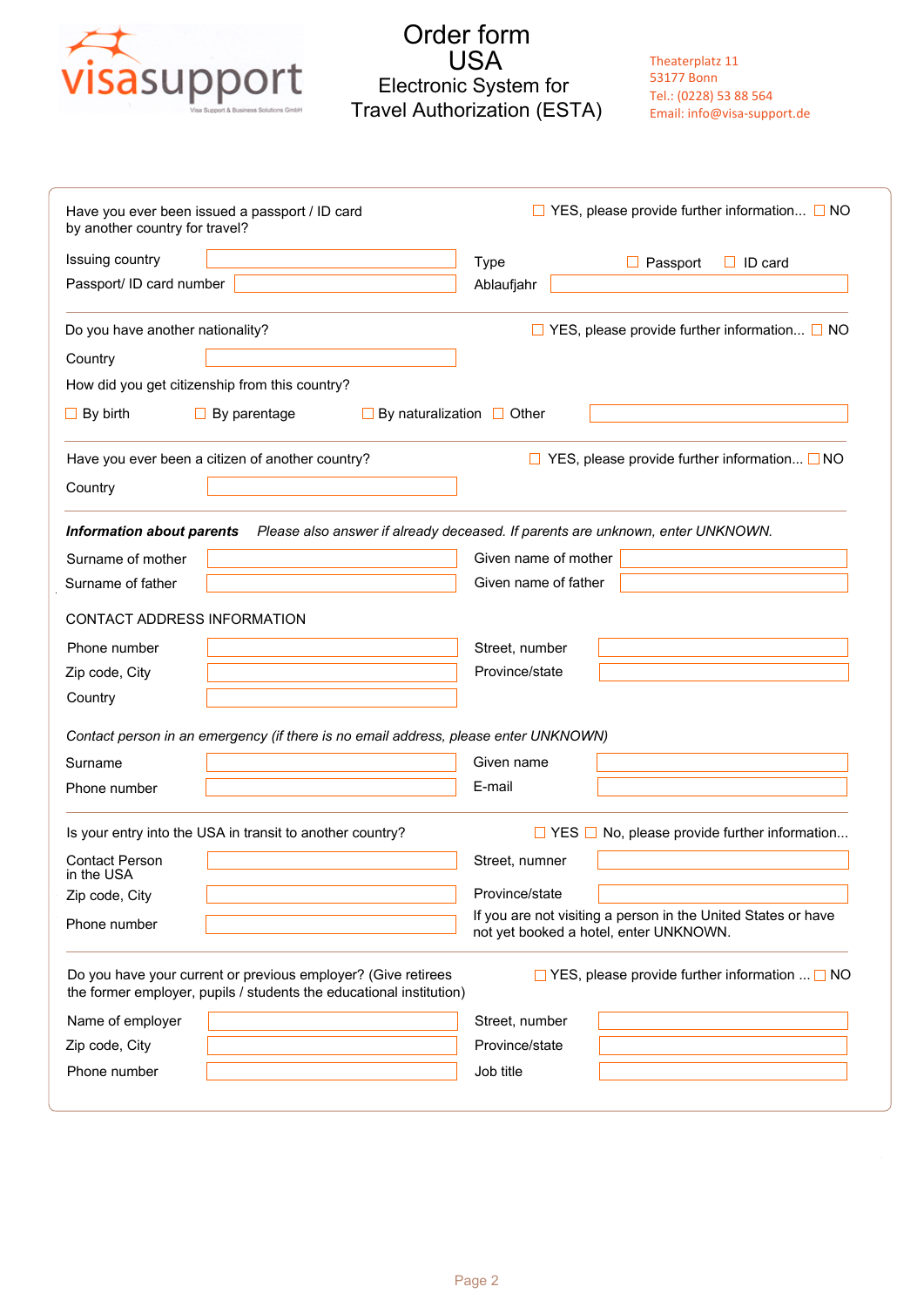visasupport

Visa Support & Business Solutions GmbH

# Order form
# USA
## Electronic System for Travel Authorization (ESTA)

Theaterplatz 11
53177 Bonn
Tel.: (0228) 53 88 564
Email: info@visa-support.de

Have you ever been issued a passport / ID card by another country for travel? ☐ YES, please provide further information... ☐ NO

Issuing country ____________ Type ☐ Passport ☐ ID card

Passport/ ID card number ____________ Ablaufjahr ____________

---

Do you have another nationality? ☐ YES, please provide further information... ☐ NO

Country ____________

How did you get citizenship from this country?

☐ By birth ☐ By parentage ☐ By naturalization ☐ Other ____________

---

Have you ever been a citizen of another country? ☐ YES, please provide further information... ☐ NO

Country ____________

---

***Information about parents*** *Please also answer if already deceased. If parents are unknown, enter UNKNOWN.*

Surname of mother ____________ Given name of mother ____________

Surname of father ____________ Given name of father ____________

CONTACT ADDRESS INFORMATION

Phone number ____________ Street, number ____________

Zip code, City ____________ Province/state ____________

Country ____________

*Contact person in an emergency (if there is no email address, please enter UNKNOWN)*

Surname ____________ Given name ____________

Phone number ____________ E-mail ____________

---

Is your entry into the USA in transit to another country? ☐ YES ☐ No, please provide further information...

Contact Person in the USA ____________ Street, numner ____________

Zip code, City ____________ Province/state ____________

Phone number ____________ If you are not visiting a person in the United States or have not yet booked a hotel, enter UNKNOWN.

---

Do you have your current or previous employer? (Give retirees the former employer, pupils / students the educational institution) ☐ YES, please provide further information ... ☐ NO

Name of employer ____________ Street, number ____________

Zip code, City ____________ Province/state ____________

Phone number ____________ Job title ____________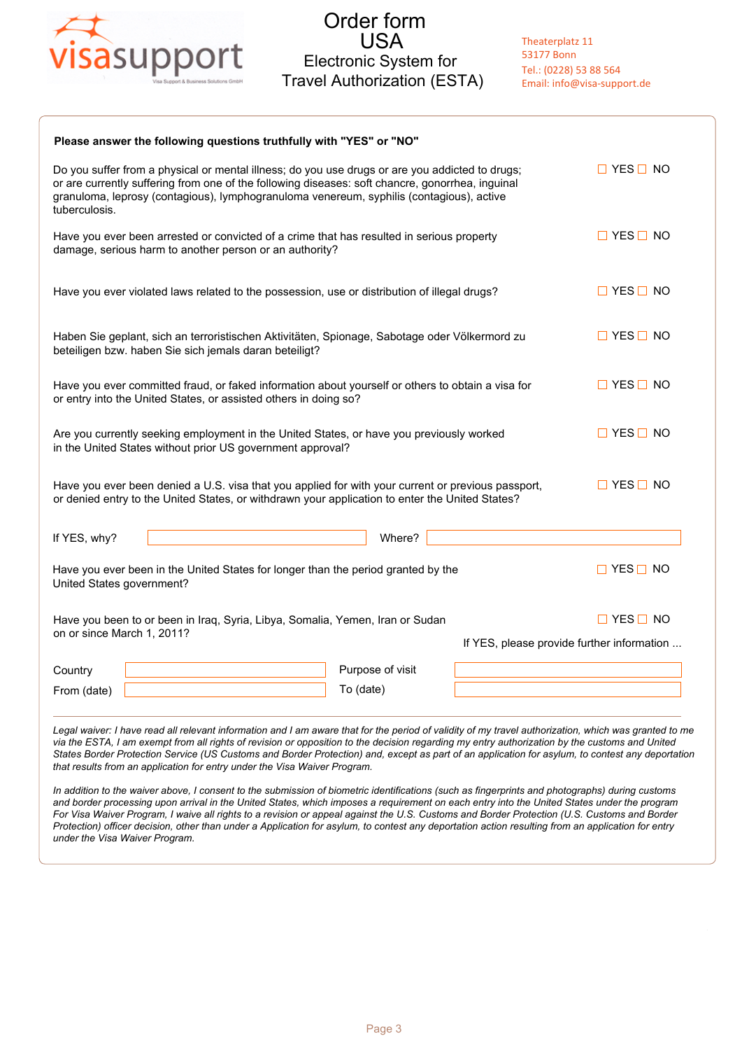# Order form USA
## Electronic System for Travel Authorization (ESTA)

Theaterplatz 11
53177 Bonn
Tel.: (0228) 53 88 564
Email: info@visa-support.de

**Please answer the following questions truthfully with "YES" or "NO"**

Do you suffer from a physical or mental illness; do you use drugs or are you addicted to drugs; or are currently suffering from one of the following diseases: soft chancre, gonorrhea, inguinal granuloma, leprosy (contagious), lymphogranuloma venereum, syphilis (contagious), active tuberculosis. ☐ YES ☐ NO

Have you ever been arrested or convicted of a crime that has resulted in serious property damage, serious harm to another person or an authority? ☐ YES ☐ NO

Have you ever violated laws related to the possession, use or distribution of illegal drugs? ☐ YES ☐ NO

Haben Sie geplant, sich an terroristischen Aktivitäten, Spionage, Sabotage oder Völkermord zu beteiligen bzw. haben Sie sich jemals daran beteiligt? ☐ YES ☐ NO

Have you ever committed fraud, or faked information about yourself or others to obtain a visa for or entry into the United States, or assisted others in doing so? ☐ YES ☐ NO

Are you currently seeking employment in the United States, or have you previously worked in the United States without prior US government approval? ☐ YES ☐ NO

Have you ever been denied a U.S. visa that you applied for with your current or previous passport, or denied entry to the United States, or withdrawn your application to enter the United States? ☐ YES ☐ NO

If YES, why? \_\_\_\_\_\_\_\_\_\_ Where? \_\_\_\_\_\_\_\_\_\_

Have you ever been in the United States for longer than the period granted by the United States government? ☐ YES ☐ NO

Have you been to or been in Iraq, Syria, Libya, Somalia, Yemen, Iran or Sudan on or since March 1, 2011? ☐ YES ☐ NO

If YES, please provide further information ...

Country \_\_\_\_\_\_\_\_\_\_ Purpose of visit \_\_\_\_\_\_\_\_\_\_

From (date) \_\_\_\_\_\_\_\_\_\_ To (date) \_\_\_\_\_\_\_\_\_\_

---

*Legal waiver: I have read all relevant information and I am aware that for the period of validity of my travel authorization, which was granted to me via the ESTA, I am exempt from all rights of revision or opposition to the decision regarding my entry authorization by the customs and United States Border Protection Service (US Customs and Border Protection) and, except as part of an application for asylum, to contest any deportation that results from an application for entry under the Visa Waiver Program.*

*In addition to the waiver above, I consent to the submission of biometric identifications (such as fingerprints and photographs) during customs and border processing upon arrival in the United States, which imposes a requirement on each entry into the United States under the program For Visa Waiver Program, I waive all rights to a revision or appeal against the U.S. Customs and Border Protection (U.S. Customs and Border Protection) officer decision, other than under a Application for asylum, to contest any deportation action resulting from an application for entry under the Visa Waiver Program.*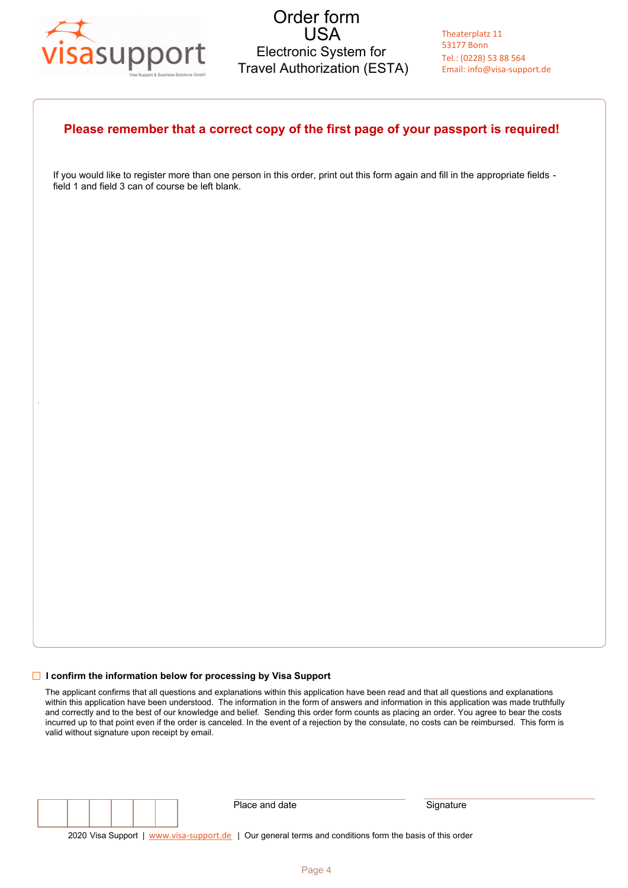# Order form USA

## Electronic System for Travel Authorization (ESTA)

Theaterplatz 11
53177 Bonn
Tel.: (0228) 53 88 564
Email: info@visa-support.de

**Please remember that a correct copy of the first page of your passport is required!**

If you would like to register more than one person in this order, print out this form again and fill in the appropriate fields - field 1 and field 3 can of course be left blank.

☐ **I confirm the information below for processing by Visa Support**

The applicant confirms that all questions and explanations within this application have been read and that all questions and explanations within this application have been understood. The information in the form of answers and information in this application was made truthfully and correctly and to the best of our knowledge and belief. Sending this order form counts as placing an order. You agree to bear the costs incurred up to that point even if the order is canceled. In the event of a rejection by the consulate, no costs can be reimbursed. This form is valid without signature upon receipt by email.

| | | | | | |
|---|---|---|---|---|---|
| | | | | | |

Place and date

Signature

2020 Visa Support | www.visa-support.de | Our general terms and conditions form the basis of this order